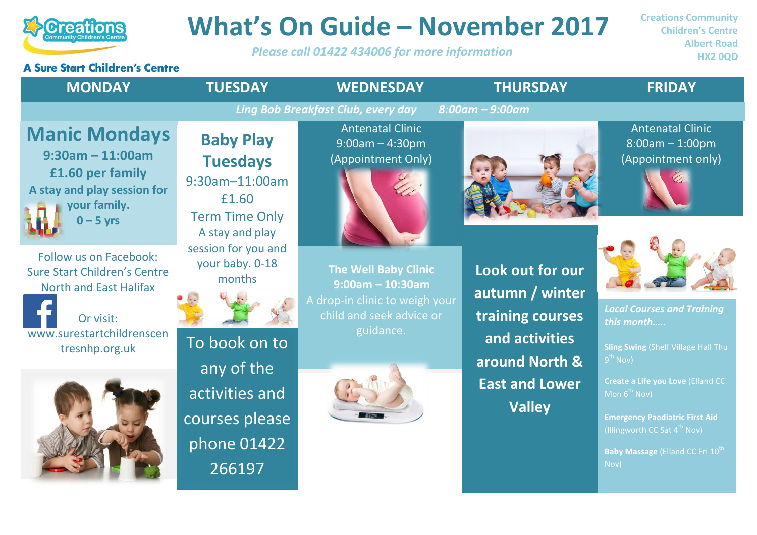Creations Community Children's Centre

A Sure Start Children's Centre

# What's On Guide – November 2017

*Please call 01422 434006 for more information*

Creations Community Children's Centre
Albert Road
HX2 0QD

| MONDAY | TUESDAY | WEDNESDAY | THURSDAY | FRIDAY |
|---|---|---|---|---|

*Ling Bob Breakfast Club, every day 8:00am – 9:00am*

## MONDAY

### Manic Mondays

**9:30am – 11:00am**
**£1.60 per family**
**A stay and play session for your family.**
**0 – 5 yrs**

Follow us on Facebook: Sure Start Children's Centre North and East Halifax

Or visit: www.surestartchildrenscentresnhp.org.uk

## TUESDAY

### Baby Play Tuesdays

9:30am–11:00am
£1.60
Term Time Only
A stay and play session for you and your baby. 0-18 months

To book on to any of the activities and courses please phone 01422 266197

## WEDNESDAY

Antenatal Clinic
9:00am – 4:30pm
(Appointment Only)

**The Well Baby Clinic**
**9:00am – 10:30am**
A drop-in clinic to weigh your child and seek advice or guidance.

## THURSDAY

**Look out for our autumn / winter training courses and activities around North & East and Lower Valley**

## FRIDAY

Antenatal Clinic
8:00am – 1:00pm
(Appointment only)

***Local Courses and Training this month…..***

**Sling Swing** (Shelf Village Hall Thu 9th Nov)

**Create a Life you Love** (Elland CC Mon 6th Nov)

**Emergency Paediatric First Aid** (Illingworth CC Sat 4th Nov)

**Baby Massage** (Elland CC Fri 10th Nov)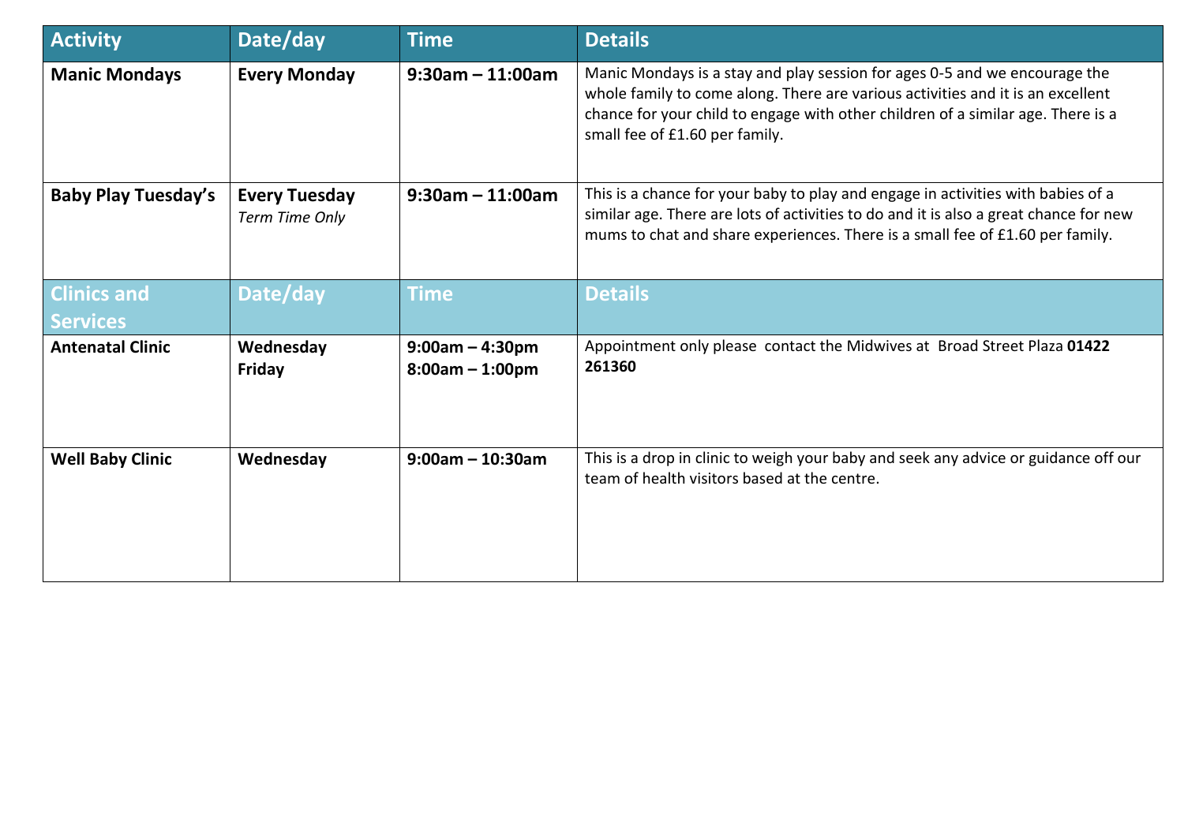| Activity | Date/day | Time | Details |
|---|---|---|---|
| **Manic Mondays** | **Every Monday** | **9:30am – 11:00am** | Manic Mondays is a stay and play session for ages 0-5 and we encourage the whole family to come along. There are various activities and it is an excellent chance for your child to engage with other children of a similar age. There is a small fee of £1.60 per family. |
| **Baby Play Tuesday's** | **Every Tuesday** *Term Time Only* | **9:30am – 11:00am** | This is a chance for your baby to play and engage in activities with babies of a similar age. There are lots of activities to do and it is also a great chance for new mums to chat and share experiences. There is a small fee of £1.60 per family. |
| **Clinics and Services** | **Date/day** | **Time** | **Details** |
| **Antenatal Clinic** | **Wednesday** **Friday** | **9:00am – 4:30pm** **8:00am – 1:00pm** | Appointment only please contact the Midwives at Broad Street Plaza **01422 261360** |
| **Well Baby Clinic** | **Wednesday** | **9:00am – 10:30am** | This is a drop in clinic to weigh your baby and seek any advice or guidance off our team of health visitors based at the centre. |